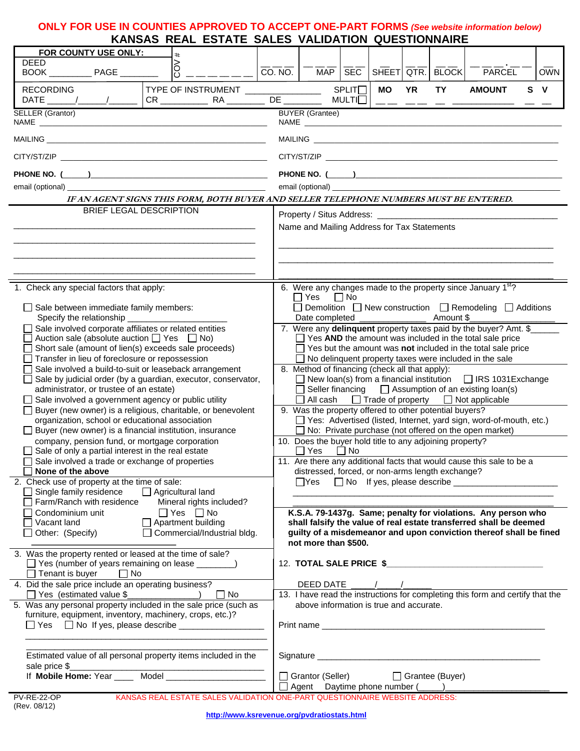**ONLY FOR USE IN COUNTIES APPROVED TO ACCEPT ONE-PART FORMS** *(See website information below)*

# KANSAS REAL ESTATE SALES VALIDATION QUESTIONNAIRE

| FOR COUNTY USE ONLY: | COV # | CO. NO. | MAP | SEC | SHEET | QTR. | BLOCK | PARCEL | OWN |
|---|---|---|---|---|---|---|---|---|---|
| DEED BOOK ________ PAGE ________ | _ _ _ _ _ _ _ | _ _ _ | _ _ _ | _ _ | _ | _ _ | _ _ | _ _ _ . _ _ | _ |
| RECORDING DATE ____/____/____ | TYPE OF INSTRUMENT ________ CR ________ RA ________ DE ________ | SPLIT ☐ MULTI ☐ | MO | YR | TY | AMOUNT | | S | V |

| SELLER (Grantor) | BUYER (Grantee) |
|---|---|
| NAME ____________________ | NAME ____________________ |
| MAILING ____________________ | MAILING ____________________ |
| CITY/ST/ZIP ____________________ | CITY/ST/ZIP ____________________ |
| **PHONE NO. (_____)** ____________________ | **PHONE NO. (_____)** ____________________ |
| email (optional) ____________________ | email (optional) ____________________ |

*IF AN AGENT SIGNS THIS FORM, BOTH BUYER AND SELLER TELEPHONE NUMBERS MUST BE ENTERED.*

BRIEF LEGAL DESCRIPTION

____________________

____________________

____________________

____________________

Property / Situs Address: ____________________

Name and Mailing Address for Tax Statements

____________________

____________________

____________________

1. Check any special factors that apply:
   - ☐ Sale between immediate family members: Specify the relationship ____________
   - ☐ Sale involved corporate affiliates or related entities
   - ☐ Auction sale (absolute auction ☐ Yes ☐ No)
   - ☐ Short sale (amount of lien(s) exceeds sale proceeds)
   - ☐ Transfer in lieu of foreclosure or repossession
   - ☐ Sale involved a build-to-suit or leaseback arrangement
   - ☐ Sale by judicial order (by a guardian, executor, conservator, administrator, or trustee of an estate)
   - ☐ Sale involved a government agency or public utility
   - ☐ Buyer (new owner) is a religious, charitable, or benevolent organization, school or educational association
   - ☐ Buyer (new owner) is a financial institution, insurance company, pension fund, or mortgage corporation
   - ☐ Sale of only a partial interest in the real estate
   - ☐ Sale involved a trade or exchange of properties
   - ☐ **None of the above**

2. Check use of property at the time of sale:
   - ☐ Single family residence
   - ☐ Farm/Ranch with residence
   - ☐ Condominium unit
   - ☐ Vacant land
   - ☐ Other: (Specify) ____________
   - ☐ Agricultural land — Mineral rights included? ☐ Yes ☐ No
   - ☐ Apartment building
   - ☐ Commercial/Industrial bldg.

3. Was the property rented or leased at the time of sale?
   ☐ Yes (number of years remaining on lease ________)
   ☐ Tenant is buyer ☐ No

4. Did the sale price include an operating business?
   ☐ Yes (estimated value $____________) ☐ No

5. Was any personal property included in the sale price (such as furniture, equipment, inventory, machinery, crops, etc.)?
   ☐ Yes ☐ No If yes, please describe ____________

   ____________________

   ____________________

   Estimated value of all personal property items included in the sale price $____________

   If **Mobile Home:** Year ____ Model ____________

6. Were any changes made to the property since January 1[st]?
   ☐ Yes ☐ No
   ☐ Demolition ☐ New construction ☐ Remodeling ☐ Additions
   Date completed ____________ Amount $____________

7. Were any **delinquent** property taxes paid by the buyer? Amt. $______
   - ☐ Yes **AND** the amount was included in the total sale price
   - ☐ Yes but the amount was **not** included in the total sale price
   - ☐ No delinquent property taxes were included in the sale

8. Method of financing (check all that apply):
   - ☐ New loan(s) from a financial institution
   - ☐ IRS 1031Exchange
   - ☐ Seller financing
   - ☐ Assumption of an existing loan(s)
   - ☐ All cash
   - ☐ Trade of property
   - ☐ Not applicable

9. Was the property offered to other potential buyers?
   - ☐ Yes: Advertised (listed, Internet, yard sign, word-of-mouth, etc.)
   - ☐ No: Private purchase (not offered on the open market)

10. Does the buyer hold title to any adjoining property?
    ☐ Yes ☐ No

11. Are there any additional facts that would cause this sale to be a distressed, forced, or non-arms length exchange?
    ☐Yes ☐ No If yes, please describe ____________

    ____________________

    ____________________

**K.S.A. 79-1437g. Same; penalty for violations. Any person who shall falsify the value of real estate transferred shall be deemed guilty of a misdemeanor and upon conviction thereof shall be fined not more than $500.**

12. **TOTAL SALE PRICE $**____________________

    DEED DATE ____/____/____

13. I have read the instructions for completing this form and certify that the above information is true and accurate.

    Print name ____________________

    Signature ____________________

    ☐ Grantor (Seller) ☐ Grantee (Buyer)
    ☐ Agent Daytime phone number (_____)____________

PV-RE-22-OP
(Rev. 08/12)

KANSAS REAL ESTATE SALES VALIDATION ONE-PART QUESTIONNAIRE WEBSITE ADDRESS:

http://www.ksrevenue.org/pvdratiostats.html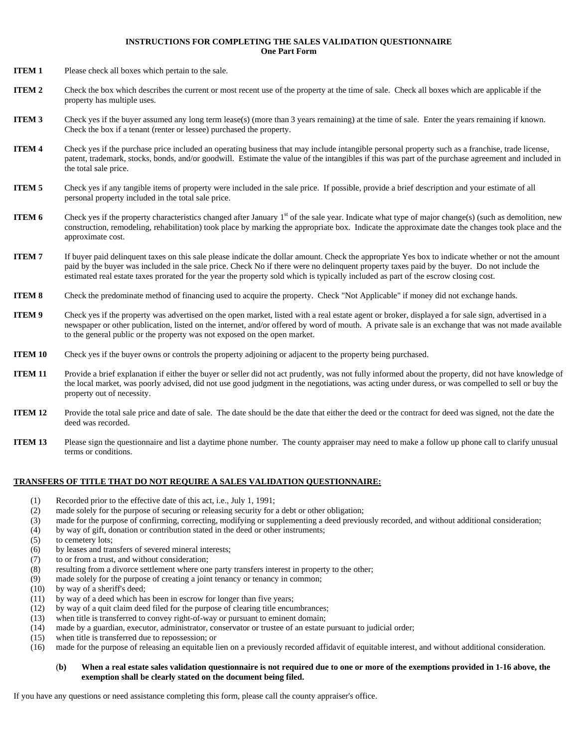# INSTRUCTIONS FOR COMPLETING THE SALES VALIDATION QUESTIONNAIRE
**One Part Form**

**ITEM 1** Please check all boxes which pertain to the sale.

**ITEM 2** Check the box which describes the current or most recent use of the property at the time of sale. Check all boxes which are applicable if the property has multiple uses.

**ITEM 3** Check yes if the buyer assumed any long term lease(s) (more than 3 years remaining) at the time of sale. Enter the years remaining if known. Check the box if a tenant (renter or lessee) purchased the property.

**ITEM 4** Check yes if the purchase price included an operating business that may include intangible personal property such as a franchise, trade license, patent, trademark, stocks, bonds, and/or goodwill. Estimate the value of the intangibles if this was part of the purchase agreement and included in the total sale price.

**ITEM 5** Check yes if any tangible items of property were included in the sale price. If possible, provide a brief description and your estimate of all personal property included in the total sale price.

**ITEM 6** Check yes if the property characteristics changed after January 1st of the sale year. Indicate what type of major change(s) (such as demolition, new construction, remodeling, rehabilitation) took place by marking the appropriate box. Indicate the approximate date the changes took place and the approximate cost.

**ITEM 7** If buyer paid delinquent taxes on this sale please indicate the dollar amount. Check the appropriate Yes box to indicate whether or not the amount paid by the buyer was included in the sale price. Check No if there were no delinquent property taxes paid by the buyer. Do not include the estimated real estate taxes prorated for the year the property sold which is typically included as part of the escrow closing cost.

**ITEM 8** Check the predominate method of financing used to acquire the property. Check "Not Applicable" if money did not exchange hands.

**ITEM 9** Check yes if the property was advertised on the open market, listed with a real estate agent or broker, displayed a for sale sign, advertised in a newspaper or other publication, listed on the internet, and/or offered by word of mouth. A private sale is an exchange that was not made available to the general public or the property was not exposed on the open market.

**ITEM 10** Check yes if the buyer owns or controls the property adjoining or adjacent to the property being purchased.

**ITEM 11** Provide a brief explanation if either the buyer or seller did not act prudently, was not fully informed about the property, did not have knowledge of the local market, was poorly advised, did not use good judgment in the negotiations, was acting under duress, or was compelled to sell or buy the property out of necessity.

**ITEM 12** Provide the total sale price and date of sale. The date should be the date that either the deed or the contract for deed was signed, not the date the deed was recorded.

**ITEM 13** Please sign the questionnaire and list a daytime phone number. The county appraiser may need to make a follow up phone call to clarify unusual terms or conditions.

**TRANSFERS OF TITLE THAT DO NOT REQUIRE A SALES VALIDATION QUESTIONNAIRE:**

(1) Recorded prior to the effective date of this act, i.e., July 1, 1991;
(2) made solely for the purpose of securing or releasing security for a debt or other obligation;
(3) made for the purpose of confirming, correcting, modifying or supplementing a deed previously recorded, and without additional consideration;
(4) by way of gift, donation or contribution stated in the deed or other instruments;
(5) to cemetery lots;
(6) by leases and transfers of severed mineral interests;
(7) to or from a trust, and without consideration;
(8) resulting from a divorce settlement where one party transfers interest in property to the other;
(9) made solely for the purpose of creating a joint tenancy or tenancy in common;
(10) by way of a sheriff's deed;
(11) by way of a deed which has been in escrow for longer than five years;
(12) by way of a quit claim deed filed for the purpose of clearing title encumbrances;
(13) when title is transferred to convey right-of-way or pursuant to eminent domain;
(14) made by a guardian, executor, administrator, conservator or trustee of an estate pursuant to judicial order;
(15) when title is transferred due to repossession; or
(16) made for the purpose of releasing an equitable lien on a previously recorded affidavit of equitable interest, and without additional consideration.

**(b) When a real estate sales validation questionnaire is not required due to one or more of the exemptions provided in 1-16 above, the exemption shall be clearly stated on the document being filed.**

If you have any questions or need assistance completing this form, please call the county appraiser's office.